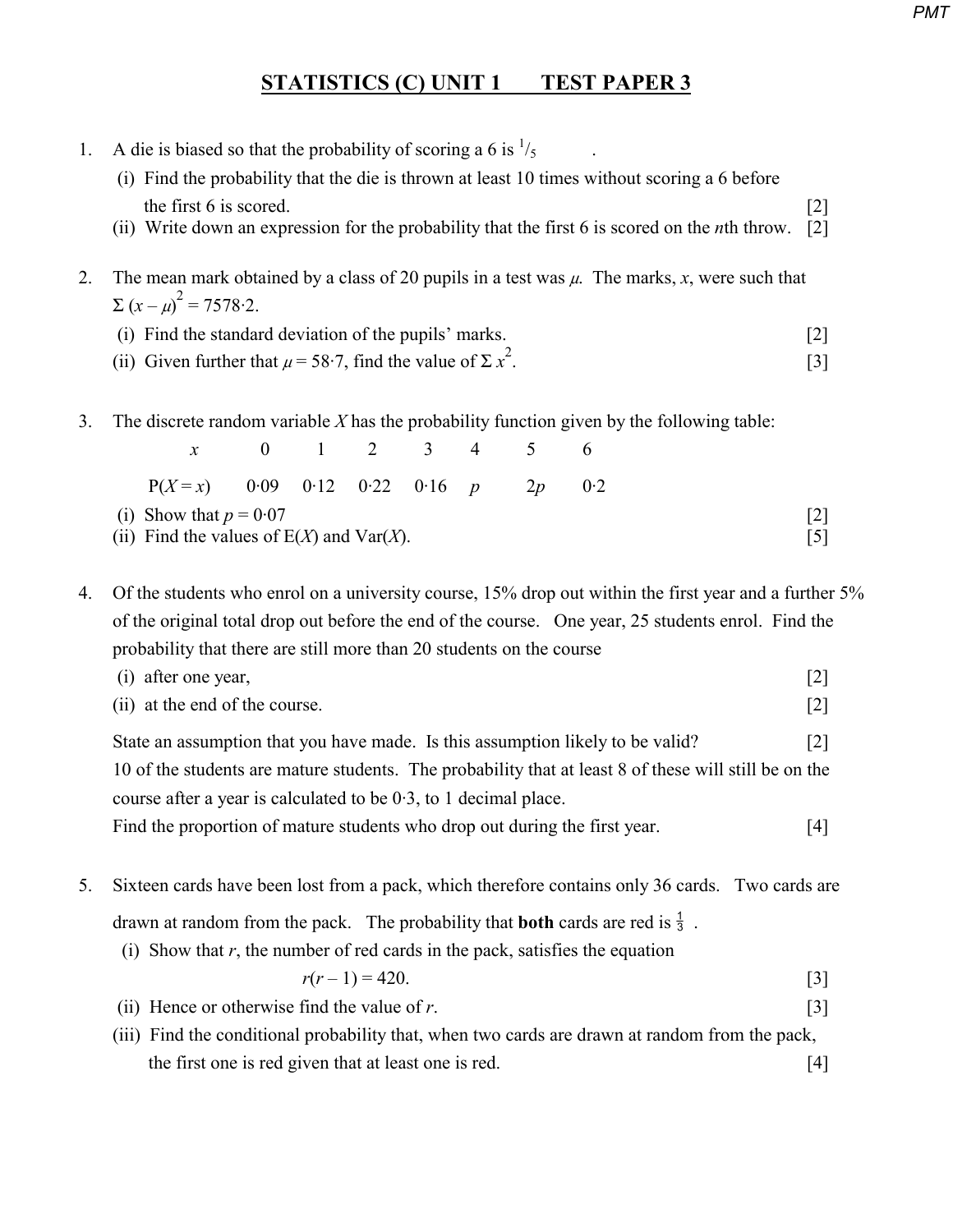# STATISTICS (C) UNIT 1 TEST PAPER 3

1. A die is biased so that the probability of scoring a 6 is $^1/_5$ .

   (i) Find the probability that the die is thrown at least 10 times without scoring a 6 before the first 6 is scored. [2]

   (ii) Write down an expression for the probability that the first 6 is scored on the $n$th throw. [2]

2. The mean mark obtained by a class of 20 pupils in a test was $\mu$. The marks, $x$, were such that $\Sigma (x - \mu)^2 = 7578{\cdot}2$.

   (i) Find the standard deviation of the pupils' marks. [2]

   (ii) Given further that $\mu = 58{\cdot}7$, find the value of $\Sigma x^2$. [3]

3. The discrete random variable $X$ has the probability function given by the following table:

| $x$ | 0 | 1 | 2 | 3 | 4 | 5 | 6 |
|---|---|---|---|---|---|---|---|
| $P(X = x)$ | 0·09 | 0·12 | 0·22 | 0·16 | $p$ | $2p$ | 0·2 |

   (i) Show that $p = 0{\cdot}07$ [2]

   (ii) Find the values of $E(X)$ and $Var(X)$. [5]

4. Of the students who enrol on a university course, 15% drop out within the first year and a further 5% of the original total drop out before the end of the course. One year, 25 students enrol. Find the probability that there are still more than 20 students on the course

   (i) after one year, [2]

   (ii) at the end of the course. [2]

   State an assumption that you have made. Is this assumption likely to be valid? [2]

   10 of the students are mature students. The probability that at least 8 of these will still be on the course after a year is calculated to be 0·3, to 1 decimal place.

   Find the proportion of mature students who drop out during the first year. [4]

5. Sixteen cards have been lost from a pack, which therefore contains only 36 cards. Two cards are drawn at random from the pack. The probability that **both** cards are red is $\frac{1}{3}$ .

   (i) Show that $r$, the number of red cards in the pack, satisfies the equation

   $$r(r - 1) = 420.$$ [3]

   (ii) Hence or otherwise find the value of $r$. [3]

   (iii) Find the conditional probability that, when two cards are drawn at random from the pack, the first one is red given that at least one is red. [4]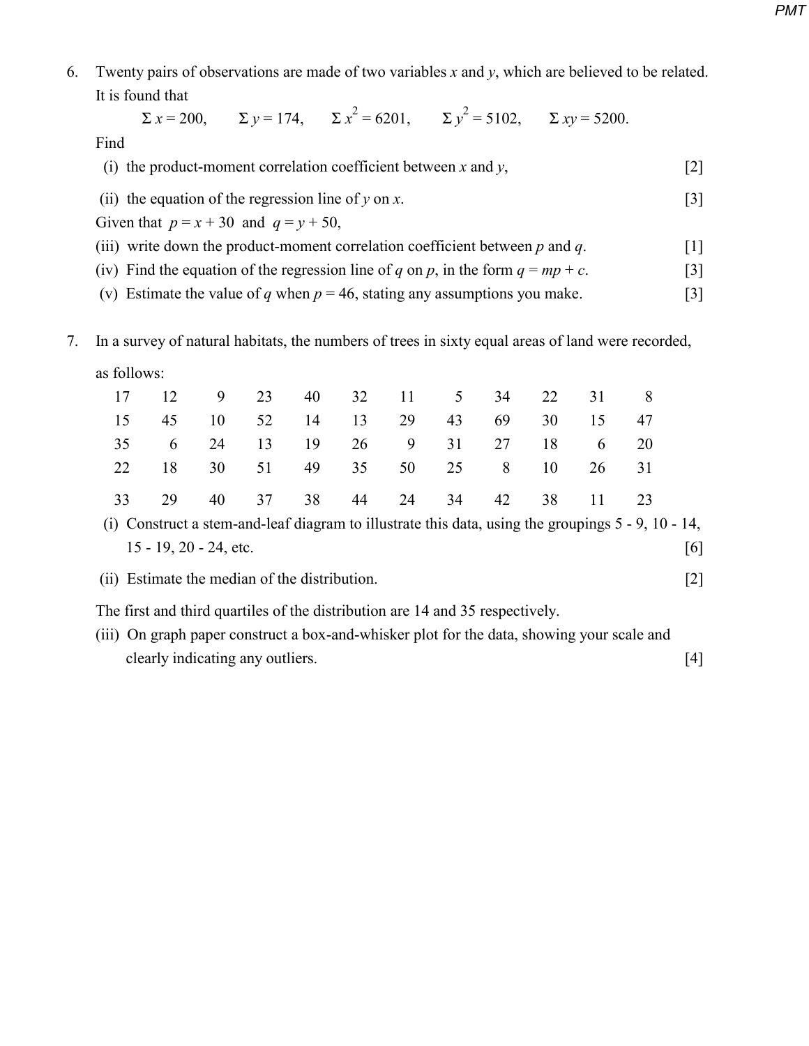6. Twenty pairs of observations are made of two variables $x$ and $y$, which are believed to be related. It is found that

$$\Sigma x = 200, \quad \Sigma y = 174, \quad \Sigma x^2 = 6201, \quad \Sigma y^2 = 5102, \quad \Sigma xy = 5200.$$

Find

(i) the product-moment correlation coefficient between $x$ and $y$, [2]

(ii) the equation of the regression line of $y$ on $x$. [3]

Given that $p = x + 30$ and $q = y + 50$,

(iii) write down the product-moment correlation coefficient between $p$ and $q$. [1]

(iv) Find the equation of the regression line of $q$ on $p$, in the form $q = mp + c$. [3]

(v) Estimate the value of $q$ when $p = 46$, stating any assumptions you make. [3]

7. In a survey of natural habitats, the numbers of trees in sixty equal areas of land were recorded, as follows:

| | | | | | | | | | | | |
|---|---|---|---|---|---|---|---|---|---|---|---|
| 17 | 12 | 9 | 23 | 40 | 32 | 11 | 5 | 34 | 22 | 31 | 8 |
| 15 | 45 | 10 | 52 | 14 | 13 | 29 | 43 | 69 | 30 | 15 | 47 |
| 35 | 6 | 24 | 13 | 19 | 26 | 9 | 31 | 27 | 18 | 6 | 20 |
| 22 | 18 | 30 | 51 | 49 | 35 | 50 | 25 | 8 | 10 | 26 | 31 |
| 33 | 29 | 40 | 37 | 38 | 44 | 24 | 34 | 42 | 38 | 11 | 23 |

(i) Construct a stem-and-leaf diagram to illustrate this data, using the groupings 5 - 9, 10 - 14, 15 - 19, 20 - 24, etc. [6]

(ii) Estimate the median of the distribution. [2]

The first and third quartiles of the distribution are 14 and 35 respectively.

(iii) On graph paper construct a box-and-whisker plot for the data, showing your scale and clearly indicating any outliers. [4]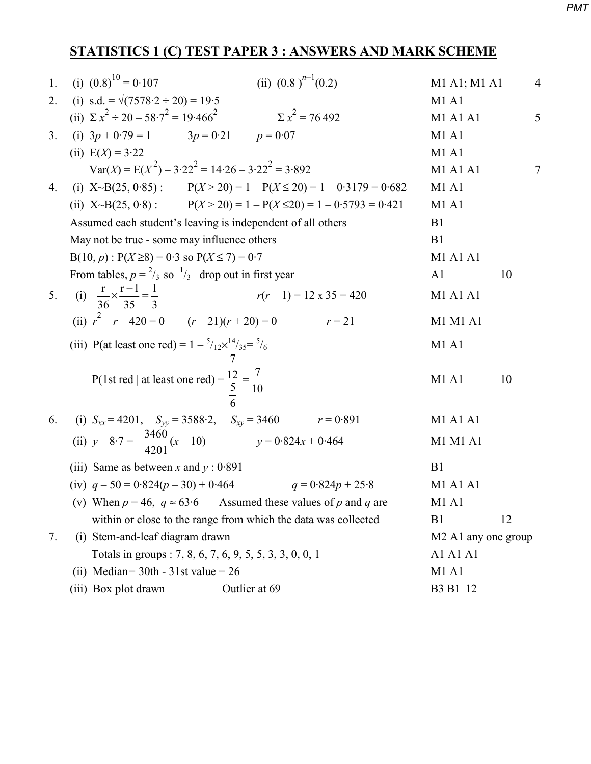## STATISTICS 1 (C) TEST PAPER 3 : ANSWERS AND MARK SCHEME

| | | | | |
|---|---|---|---|---|
| 1. | (i) $(0.8)^{10} = 0{\cdot}107$ (ii) $(0.8)^{n-1}(0.2)$ | M1 A1; M1 A1 | | 4 |
| 2. | (i) s.d. $= \sqrt{(7578{\cdot}2 \div 20)} = 19{\cdot}5$ | M1 A1 | | |
| | (ii) $\Sigma x^2 \div 20 - 58{\cdot}7^2 = 19{\cdot}466^2$ $\quad \Sigma x^2 = 76\,492$ | M1 A1 A1 | | 5 |
| 3. | (i) $3p + 0{\cdot}79 = 1$ $\quad 3p = 0{\cdot}21$ $\quad p = 0{\cdot}07$ | M1 A1 | | |
| | (ii) $E(X) = 3{\cdot}22$ | M1 A1 | | |
| | $\text{Var}(X) = E(X^2) - 3{\cdot}22^2 = 14{\cdot}26 - 3{\cdot}22^2 = 3{\cdot}892$ | M1 A1 A1 | | 7 |
| 4. | (i) $X \sim B(25, 0{\cdot}85)$ : $\quad P(X > 20) = 1 - P(X \le 20) = 1 - 0{\cdot}3179 = 0{\cdot}682$ | M1 A1 | | |
| | (ii) $X \sim B(25, 0{\cdot}8)$ : $\quad P(X > 20) = 1 - P(X \le 20) = 1 - 0{\cdot}5793 = 0{\cdot}421$ | M1 A1 | | |
| | Assumed each student's leaving is independent of all others | B1 | | |
| | May not be true - some may influence others | B1 | | |
| | $B(10, p)$ : $P(X \ge 8) = 0{\cdot}3$ so $P(X \le 7) = 0{\cdot}7$ | M1 A1 A1 | | |
| | From tables, $p = {}^2/_3$ so ${}^1/_3$ drop out in first year | A1 | 10 | |
| 5. | (i) $\frac{r}{36} \times \frac{r-1}{35} = \frac{1}{3}$ $\quad r(r-1) = 12 \times 35 = 420$ | M1 A1 A1 | | |
| | (ii) $r^2 - r - 420 = 0$ $\quad (r-21)(r+20) = 0$ $\quad r = 21$ | M1 M1 A1 | | |
| | (iii) P(at least one red) $= 1 - {}^5/_{12} \times {}^{14}/_{35} = {}^5/_6$ | M1 A1 | | |
| | P(1st red \| at least one red) $= \dfrac{\frac{7}{12}}{\frac{5}{6}} = \dfrac{7}{10}$ | M1 A1 | 10 | |
| 6. | (i) $S_{xx} = 4201$, $\quad S_{yy} = 3588{\cdot}2$, $\quad S_{xy} = 3460$ $\quad r = 0{\cdot}891$ | M1 A1 A1 | | |
| | (ii) $y - 8{\cdot}7 = \dfrac{3460}{4201}(x - 10)$ $\quad y = 0{\cdot}824x + 0{\cdot}464$ | M1 M1 A1 | | |
| | (iii) Same as between $x$ and $y$ : $0{\cdot}891$ | B1 | | |
| | (iv) $q - 50 = 0{\cdot}824(p - 30) + 0{\cdot}464$ $\quad q = 0{\cdot}824p + 25{\cdot}8$ | M1 A1 A1 | | |
| | (v) When $p = 46$, $q \approx 63{\cdot}6$ $\quad$ Assumed these values of $p$ and $q$ are | M1 A1 | | |
| | within or close to the range from which the data was collected | B1 | 12 | |
| 7. | (i) Stem-and-leaf diagram drawn | M2 A1 any one group | | |
| | Totals in groups : 7, 8, 6, 7, 6, 9, 5, 5, 3, 3, 0, 0, 1 | A1 A1 A1 | | |
| | (ii) Median= 30th - 31st value = 26 | M1 A1 | | |
| | (iii) Box plot drawn $\quad$ Outlier at 69 | B3 B1 12 | | |